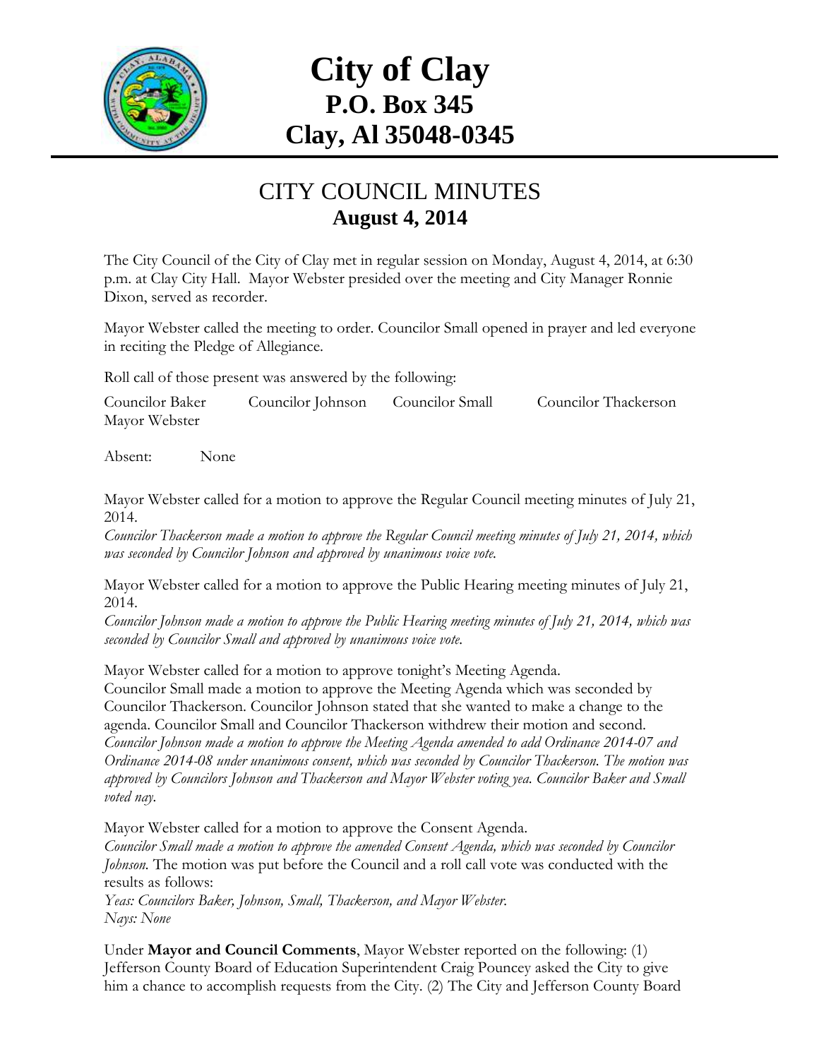# City of Clay
## P.O. Box 345
## Clay, Al 35048-0345

## CITY COUNCIL MINUTES
### August 4, 2014

The City Council of the City of Clay met in regular session on Monday, August 4, 2014, at 6:30 p.m. at Clay City Hall. Mayor Webster presided over the meeting and City Manager Ronnie Dixon, served as recorder.

Mayor Webster called the meeting to order. Councilor Small opened in prayer and led everyone in reciting the Pledge of Allegiance.

Roll call of those present was answered by the following:

Councilor Baker   Councilor Johnson   Councilor Small   Councilor Thackerson
Mayor Webster

Absent:   None

Mayor Webster called for a motion to approve the Regular Council meeting minutes of July 21, 2014.
*Councilor Thackerson made a motion to approve the Regular Council meeting minutes of July 21, 2014, which was seconded by Councilor Johnson and approved by unanimous voice vote.*

Mayor Webster called for a motion to approve the Public Hearing meeting minutes of July 21, 2014.
*Councilor Johnson made a motion to approve the Public Hearing meeting minutes of July 21, 2014, which was seconded by Councilor Small and approved by unanimous voice vote.*

Mayor Webster called for a motion to approve tonight's Meeting Agenda.
Councilor Small made a motion to approve the Meeting Agenda which was seconded by Councilor Thackerson. Councilor Johnson stated that she wanted to make a change to the agenda. Councilor Small and Councilor Thackerson withdrew their motion and second.
*Councilor Johnson made a motion to approve the Meeting Agenda amended to add Ordinance 2014-07 and Ordinance 2014-08 under unanimous consent, which was seconded by Councilor Thackerson. The motion was approved by Councilors Johnson and Thackerson and Mayor Webster voting yea. Councilor Baker and Small voted nay.*

Mayor Webster called for a motion to approve the Consent Agenda.
*Councilor Small made a motion to approve the amended Consent Agenda, which was seconded by Councilor Johnson.* The motion was put before the Council and a roll call vote was conducted with the results as follows:
*Yeas: Councilors Baker, Johnson, Small, Thackerson, and Mayor Webster.*
*Nays: None*

Under **Mayor and Council Comments**, Mayor Webster reported on the following: (1) Jefferson County Board of Education Superintendent Craig Pouncey asked the City to give him a chance to accomplish requests from the City. (2) The City and Jefferson County Board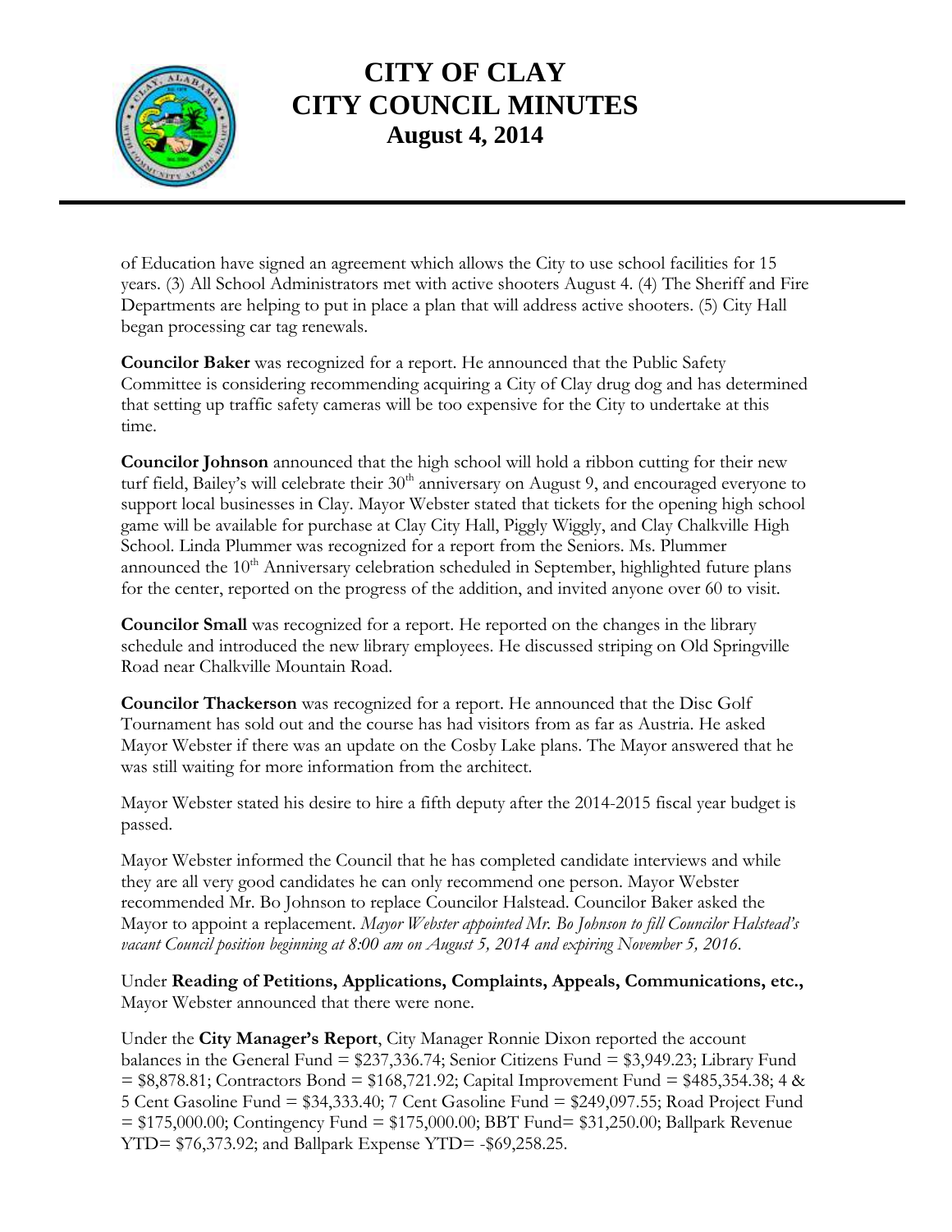of Education have signed an agreement which allows the City to use school facilities for 15 years. (3) All School Administrators met with active shooters August 4. (4) The Sheriff and Fire Departments are helping to put in place a plan that will address active shooters. (5) City Hall began processing car tag renewals.

**Councilor Baker** was recognized for a report. He announced that the Public Safety Committee is considering recommending acquiring a City of Clay drug dog and has determined that setting up traffic safety cameras will be too expensive for the City to undertake at this time.

**Councilor Johnson** announced that the high school will hold a ribbon cutting for their new turf field, Bailey's will celebrate their 30th anniversary on August 9, and encouraged everyone to support local businesses in Clay. Mayor Webster stated that tickets for the opening high school game will be available for purchase at Clay City Hall, Piggly Wiggly, and Clay Chalkville High School. Linda Plummer was recognized for a report from the Seniors. Ms. Plummer announced the 10th Anniversary celebration scheduled in September, highlighted future plans for the center, reported on the progress of the addition, and invited anyone over 60 to visit.

**Councilor Small** was recognized for a report. He reported on the changes in the library schedule and introduced the new library employees. He discussed striping on Old Springville Road near Chalkville Mountain Road.

**Councilor Thackerson** was recognized for a report. He announced that the Disc Golf Tournament has sold out and the course has had visitors from as far as Austria. He asked Mayor Webster if there was an update on the Cosby Lake plans. The Mayor answered that he was still waiting for more information from the architect.

Mayor Webster stated his desire to hire a fifth deputy after the 2014-2015 fiscal year budget is passed.

Mayor Webster informed the Council that he has completed candidate interviews and while they are all very good candidates he can only recommend one person. Mayor Webster recommended Mr. Bo Johnson to replace Councilor Halstead. Councilor Baker asked the Mayor to appoint a replacement. *Mayor Webster appointed Mr. Bo Johnson to fill Councilor Halstead's vacant Council position beginning at 8:00 am on August 5, 2014 and expiring November 5, 2016.*

Under **Reading of Petitions, Applications, Complaints, Appeals, Communications, etc.,** Mayor Webster announced that there were none.

Under the **City Manager's Report**, City Manager Ronnie Dixon reported the account balances in the General Fund = $237,336.74; Senior Citizens Fund = $3,949.23; Library Fund = $8,878.81; Contractors Bond = $168,721.92; Capital Improvement Fund = $485,354.38; 4 & 5 Cent Gasoline Fund = $34,333.40; 7 Cent Gasoline Fund = $249,097.55; Road Project Fund = $175,000.00; Contingency Fund = $175,000.00; BBT Fund= $31,250.00; Ballpark Revenue YTD= $76,373.92; and Ballpark Expense YTD= -$69,258.25.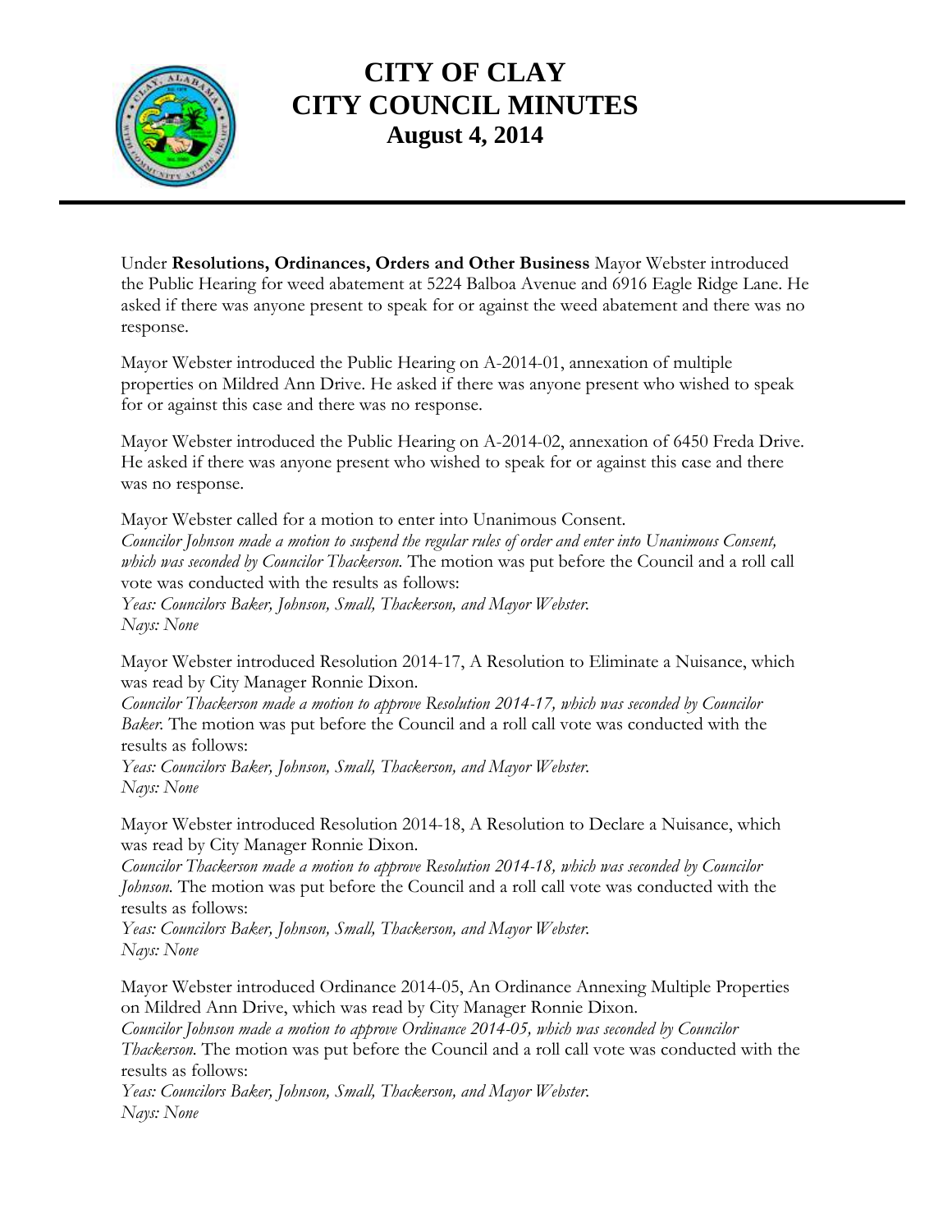# CITY OF CLAY
# CITY COUNCIL MINUTES
## August 4, 2014

---

Under **Resolutions, Ordinances, Orders and Other Business** Mayor Webster introduced the Public Hearing for weed abatement at 5224 Balboa Avenue and 6916 Eagle Ridge Lane. He asked if there was anyone present to speak for or against the weed abatement and there was no response.

Mayor Webster introduced the Public Hearing on A-2014-01, annexation of multiple properties on Mildred Ann Drive. He asked if there was anyone present who wished to speak for or against this case and there was no response.

Mayor Webster introduced the Public Hearing on A-2014-02, annexation of 6450 Freda Drive. He asked if there was anyone present who wished to speak for or against this case and there was no response.

Mayor Webster called for a motion to enter into Unanimous Consent.
*Councilor Johnson made a motion to suspend the regular rules of order and enter into Unanimous Consent, which was seconded by Councilor Thackerson.* The motion was put before the Council and a roll call vote was conducted with the results as follows:
*Yeas: Councilors Baker, Johnson, Small, Thackerson, and Mayor Webster.*
*Nays: None*

Mayor Webster introduced Resolution 2014-17, A Resolution to Eliminate a Nuisance, which was read by City Manager Ronnie Dixon.
*Councilor Thackerson made a motion to approve Resolution 2014-17, which was seconded by Councilor Baker.* The motion was put before the Council and a roll call vote was conducted with the results as follows:
*Yeas: Councilors Baker, Johnson, Small, Thackerson, and Mayor Webster.*
*Nays: None*

Mayor Webster introduced Resolution 2014-18, A Resolution to Declare a Nuisance, which was read by City Manager Ronnie Dixon.
*Councilor Thackerson made a motion to approve Resolution 2014-18, which was seconded by Councilor Johnson.* The motion was put before the Council and a roll call vote was conducted with the results as follows:
*Yeas: Councilors Baker, Johnson, Small, Thackerson, and Mayor Webster.*
*Nays: None*

Mayor Webster introduced Ordinance 2014-05, An Ordinance Annexing Multiple Properties on Mildred Ann Drive, which was read by City Manager Ronnie Dixon.
*Councilor Johnson made a motion to approve Ordinance 2014-05, which was seconded by Councilor Thackerson.* The motion was put before the Council and a roll call vote was conducted with the results as follows:
*Yeas: Councilors Baker, Johnson, Small, Thackerson, and Mayor Webster.*
*Nays: None*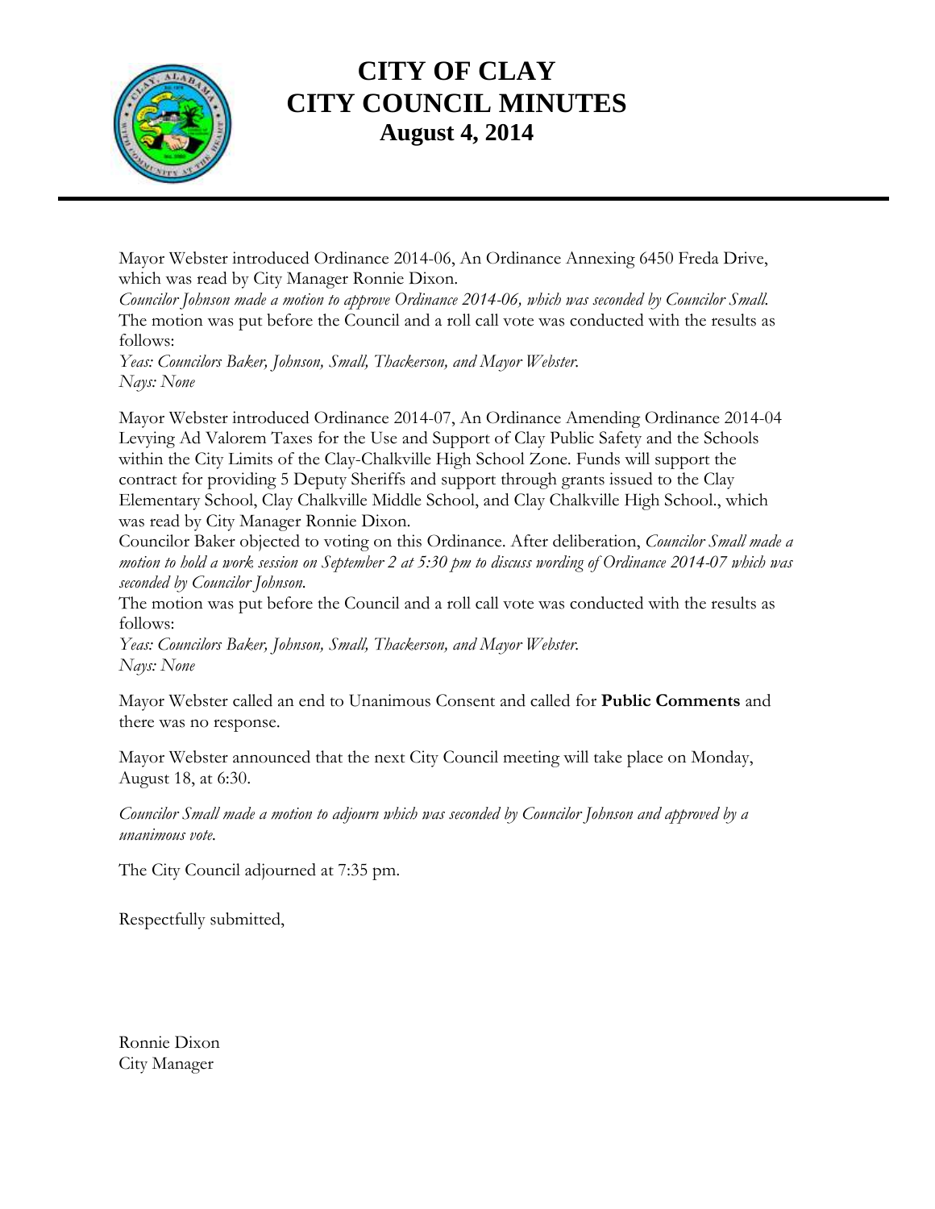# CITY OF CLAY
# CITY COUNCIL MINUTES
## August 4, 2014

Mayor Webster introduced Ordinance 2014-06, An Ordinance Annexing 6450 Freda Drive, which was read by City Manager Ronnie Dixon.
*Councilor Johnson made a motion to approve Ordinance 2014-06, which was seconded by Councilor Small.*
The motion was put before the Council and a roll call vote was conducted with the results as follows:
*Yeas: Councilors Baker, Johnson, Small, Thackerson, and Mayor Webster.*
*Nays: None*

Mayor Webster introduced Ordinance 2014-07, An Ordinance Amending Ordinance 2014-04 Levying Ad Valorem Taxes for the Use and Support of Clay Public Safety and the Schools within the City Limits of the Clay-Chalkville High School Zone. Funds will support the contract for providing 5 Deputy Sheriffs and support through grants issued to the Clay Elementary School, Clay Chalkville Middle School, and Clay Chalkville High School., which was read by City Manager Ronnie Dixon.
Councilor Baker objected to voting on this Ordinance. After deliberation, *Councilor Small made a motion to hold a work session on September 2 at 5:30 pm to discuss wording of Ordinance 2014-07 which was seconded by Councilor Johnson.*
The motion was put before the Council and a roll call vote was conducted with the results as follows:
*Yeas: Councilors Baker, Johnson, Small, Thackerson, and Mayor Webster.*
*Nays: None*

Mayor Webster called an end to Unanimous Consent and called for **Public Comments** and there was no response.

Mayor Webster announced that the next City Council meeting will take place on Monday, August 18, at 6:30.

*Councilor Small made a motion to adjourn which was seconded by Councilor Johnson and approved by a unanimous vote.*

The City Council adjourned at 7:35 pm.

Respectfully submitted,

Ronnie Dixon
City Manager